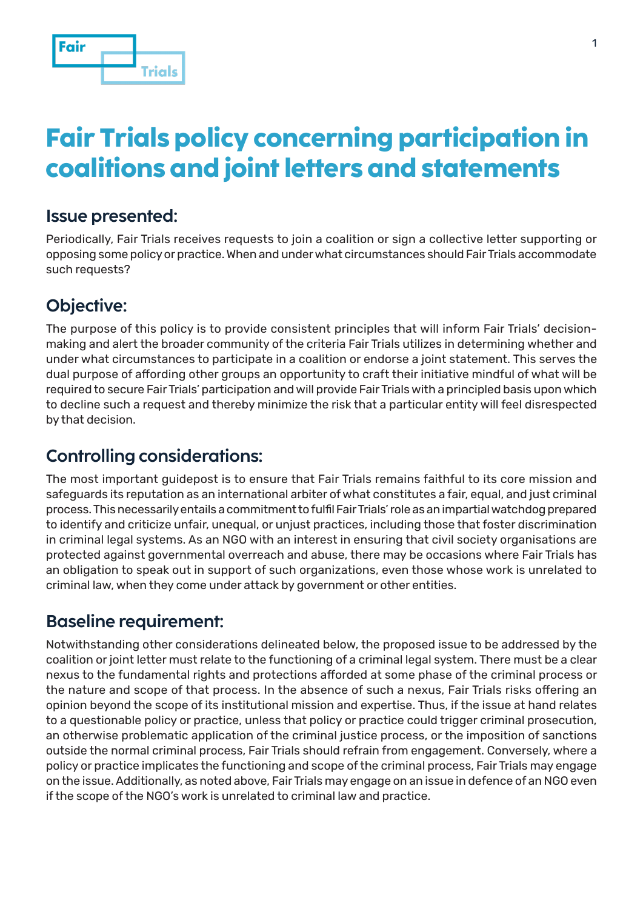# Fair Trials policy concerning participation in coalitions and joint letters and statements

## Issue presented:

Periodically, Fair Trials receives requests to join a coalition or sign a collective letter supporting or opposing some policy or practice. When and under what circumstances should Fair Trials accommodate such requests?

## Objective:

The purpose of this policy is to provide consistent principles that will inform Fair Trials' decision-making and alert the broader community of the criteria Fair Trials utilizes in determining whether and under what circumstances to participate in a coalition or endorse a joint statement. This serves the dual purpose of affording other groups an opportunity to craft their initiative mindful of what will be required to secure Fair Trials' participation and will provide Fair Trials with a principled basis upon which to decline such a request and thereby minimize the risk that a particular entity will feel disrespected by that decision.

## Controlling considerations:

The most important guidepost is to ensure that Fair Trials remains faithful to its core mission and safeguards its reputation as an international arbiter of what constitutes a fair, equal, and just criminal process. This necessarily entails a commitment to fulfil Fair Trials' role as an impartial watchdog prepared to identify and criticize unfair, unequal, or unjust practices, including those that foster discrimination in criminal legal systems. As an NGO with an interest in ensuring that civil society organisations are protected against governmental overreach and abuse, there may be occasions where Fair Trials has an obligation to speak out in support of such organizations, even those whose work is unrelated to criminal law, when they come under attack by government or other entities.

## Baseline requirement:

Notwithstanding other considerations delineated below, the proposed issue to be addressed by the coalition or joint letter must relate to the functioning of a criminal legal system. There must be a clear nexus to the fundamental rights and protections afforded at some phase of the criminal process or the nature and scope of that process. In the absence of such a nexus, Fair Trials risks offering an opinion beyond the scope of its institutional mission and expertise. Thus, if the issue at hand relates to a questionable policy or practice, unless that policy or practice could trigger criminal prosecution, an otherwise problematic application of the criminal justice process, or the imposition of sanctions outside the normal criminal process, Fair Trials should refrain from engagement. Conversely, where a policy or practice implicates the functioning and scope of the criminal process, Fair Trials may engage on the issue. Additionally, as noted above, Fair Trials may engage on an issue in defence of an NGO even if the scope of the NGO's work is unrelated to criminal law and practice.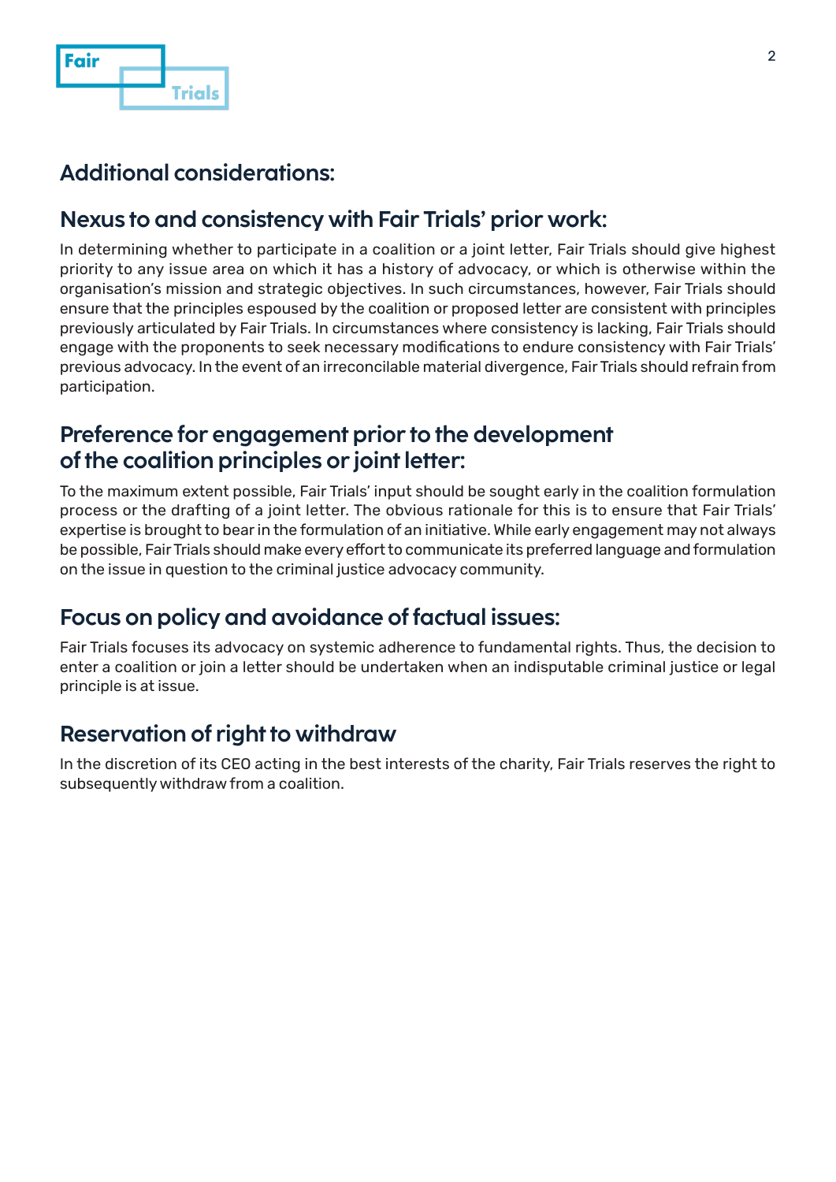## Additional considerations:

### Nexus to and consistency with Fair Trials' prior work:

In determining whether to participate in a coalition or a joint letter, Fair Trials should give highest priority to any issue area on which it has a history of advocacy, or which is otherwise within the organisation's mission and strategic objectives. In such circumstances, however, Fair Trials should ensure that the principles espoused by the coalition or proposed letter are consistent with principles previously articulated by Fair Trials. In circumstances where consistency is lacking, Fair Trials should engage with the proponents to seek necessary modifications to endure consistency with Fair Trials' previous advocacy. In the event of an irreconcilable material divergence, Fair Trials should refrain from participation.

### Preference for engagement prior to the development of the coalition principles or joint letter:

To the maximum extent possible, Fair Trials' input should be sought early in the coalition formulation process or the drafting of a joint letter. The obvious rationale for this is to ensure that Fair Trials' expertise is brought to bear in the formulation of an initiative. While early engagement may not always be possible, Fair Trials should make every effort to communicate its preferred language and formulation on the issue in question to the criminal justice advocacy community.

### Focus on policy and avoidance of factual issues:

Fair Trials focuses its advocacy on systemic adherence to fundamental rights. Thus, the decision to enter a coalition or join a letter should be undertaken when an indisputable criminal justice or legal principle is at issue.

### Reservation of right to withdraw

In the discretion of its CEO acting in the best interests of the charity, Fair Trials reserves the right to subsequently withdraw from a coalition.